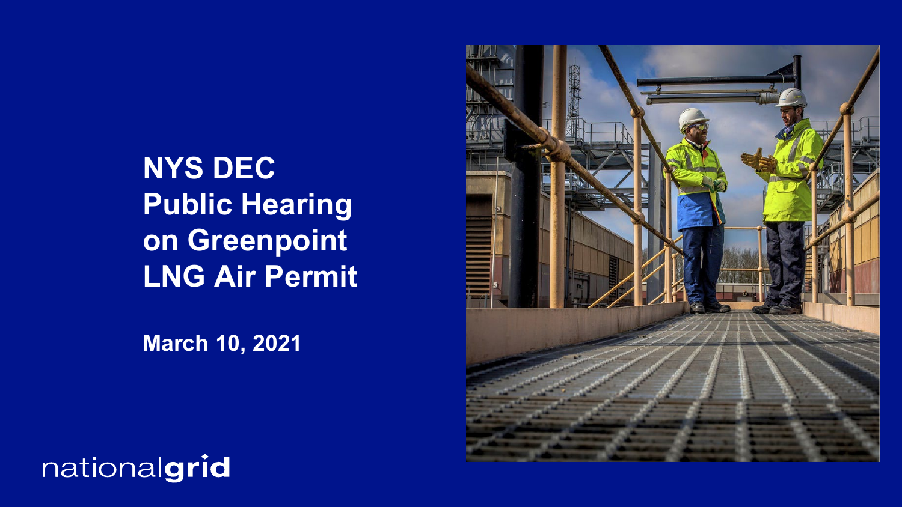# NYS DEC Public Hearing on Greenpoint LNG Air Permit

**March 10, 2021**

nationalgrid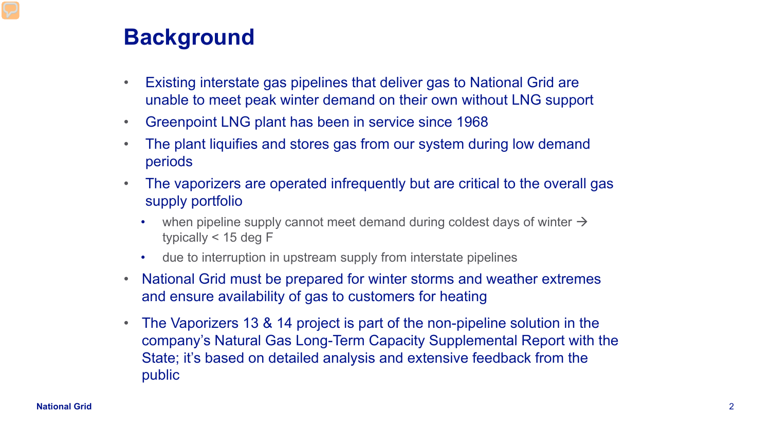# Background

- Existing interstate gas pipelines that deliver gas to National Grid are unable to meet peak winter demand on their own without LNG support
- Greenpoint LNG plant has been in service since 1968
- The plant liquifies and stores gas from our system during low demand periods
- The vaporizers are operated infrequently but are critical to the overall gas supply portfolio
  - when pipeline supply cannot meet demand during coldest days of winter → typically < 15 deg F
  - due to interruption in upstream supply from interstate pipelines
- National Grid must be prepared for winter storms and weather extremes and ensure availability of gas to customers for heating
- The Vaporizers 13 & 14 project is part of the non-pipeline solution in the company's Natural Gas Long-Term Capacity Supplemental Report with the State; it's based on detailed analysis and extensive feedback from the public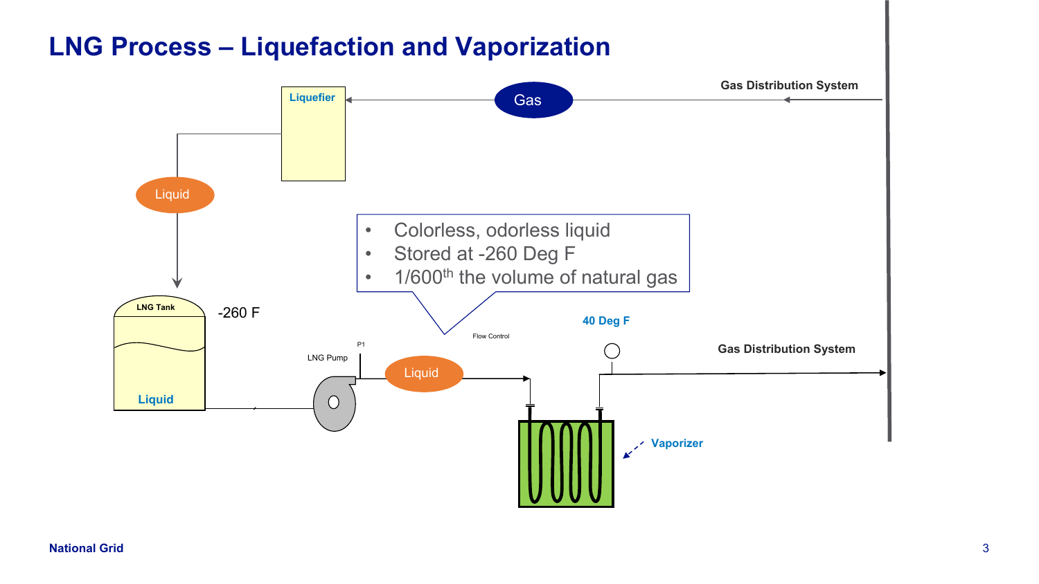# LNG Process – Liquefaction and Vaporization

Gas Distribution System

Gas

Liquefier

Liquid

- Colorless, odorless liquid
- Stored at -260 Deg F
- 1/600th the volume of natural gas

LNG Tank

-260 F

Liquid

P1

LNG Pump

Liquid

Flow Control

40 Deg F

Gas Distribution System

Vaporizer

National Grid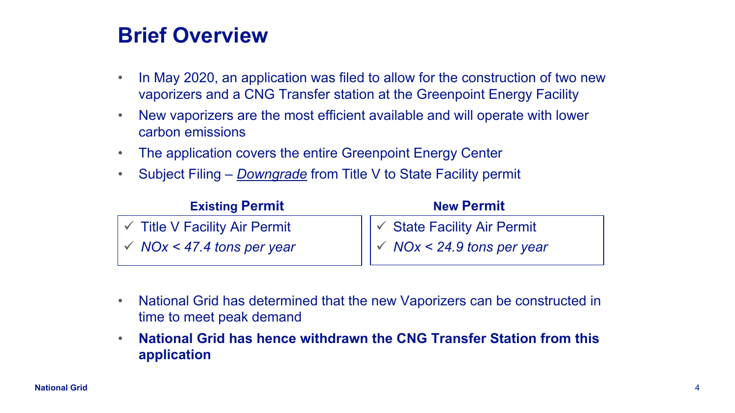# Brief Overview

- In May 2020, an application was filed to allow for the construction of two new vaporizers and a CNG Transfer station at the Greenpoint Energy Facility
- New vaporizers are the most efficient available and will operate with lower carbon emissions
- The application covers the entire Greenpoint Energy Center
- Subject Filing – *Downgrade* from Title V to State Facility permit

| Existing Permit | New Permit |
| --- | --- |
| ✓ Title V Facility Air Permit | ✓ State Facility Air Permit |
| ✓ *NOx < 47.4 tons per year* | ✓ *NOx < 24.9 tons per year* |

- National Grid has determined that the new Vaporizers can be constructed in time to meet peak demand
- **National Grid has hence withdrawn the CNG Transfer Station from this application**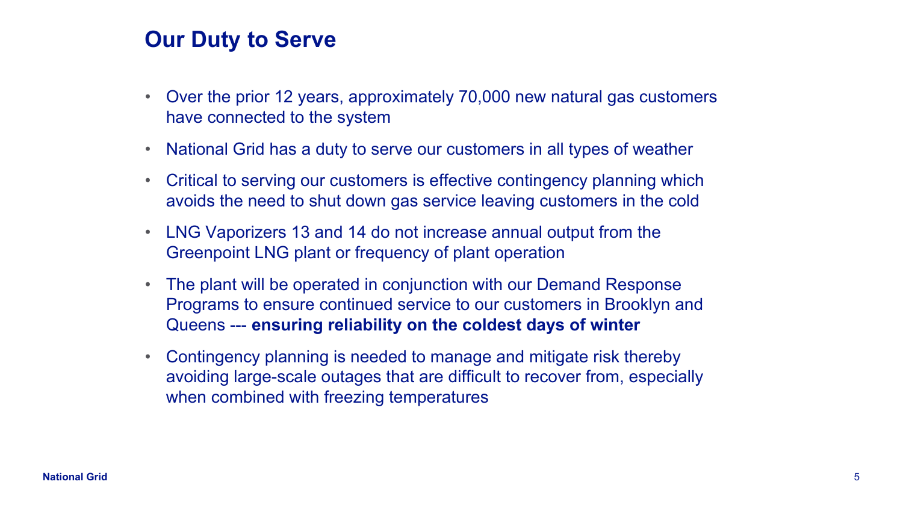# Our Duty to Serve

- Over the prior 12 years, approximately 70,000 new natural gas customers have connected to the system
- National Grid has a duty to serve our customers in all types of weather
- Critical to serving our customers is effective contingency planning which avoids the need to shut down gas service leaving customers in the cold
- LNG Vaporizers 13 and 14 do not increase annual output from the Greenpoint LNG plant or frequency of plant operation
- The plant will be operated in conjunction with our Demand Response Programs to ensure continued service to our customers in Brooklyn and Queens --- **ensuring reliability on the coldest days of winter**
- Contingency planning is needed to manage and mitigate risk thereby avoiding large-scale outages that are difficult to recover from, especially when combined with freezing temperatures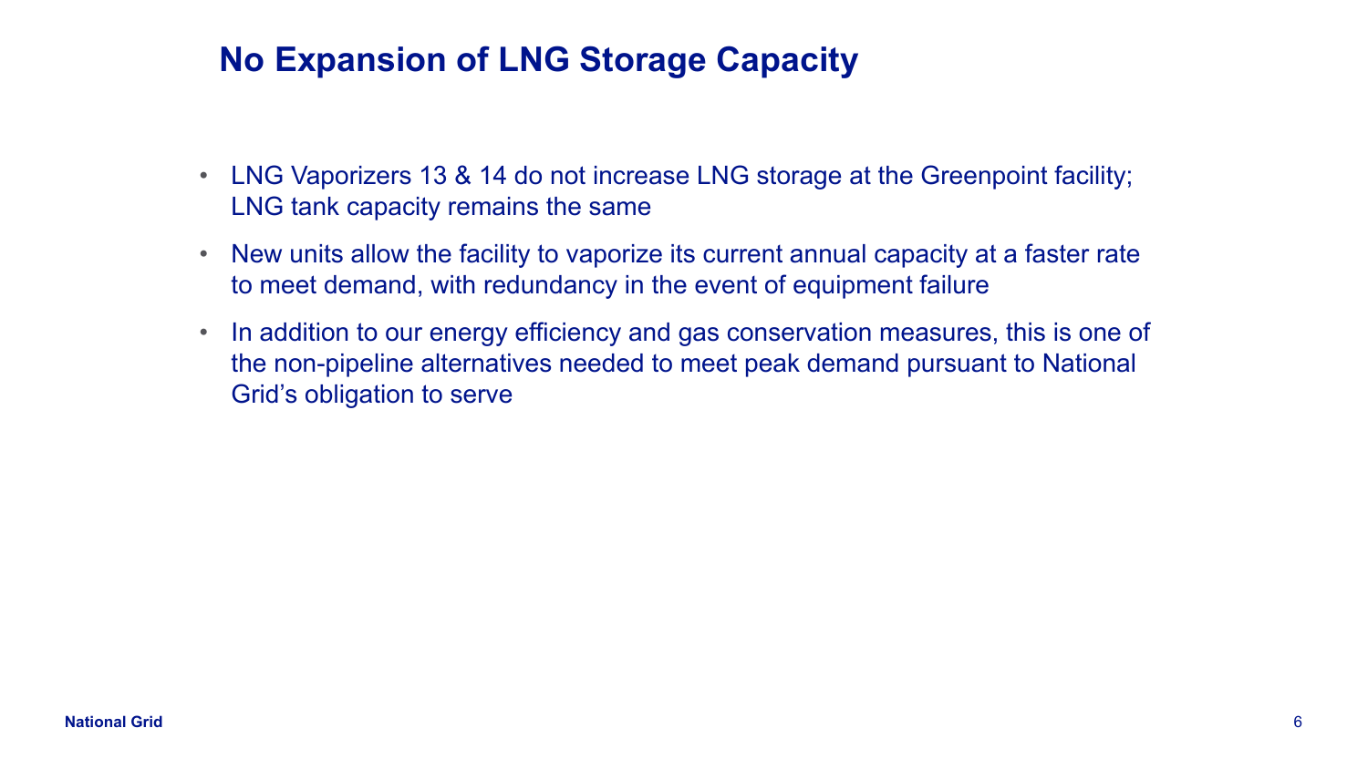# No Expansion of LNG Storage Capacity

- LNG Vaporizers 13 & 14 do not increase LNG storage at the Greenpoint facility; LNG tank capacity remains the same
- New units allow the facility to vaporize its current annual capacity at a faster rate to meet demand, with redundancy in the event of equipment failure
- In addition to our energy efficiency and gas conservation measures, this is one of the non-pipeline alternatives needed to meet peak demand pursuant to National Grid's obligation to serve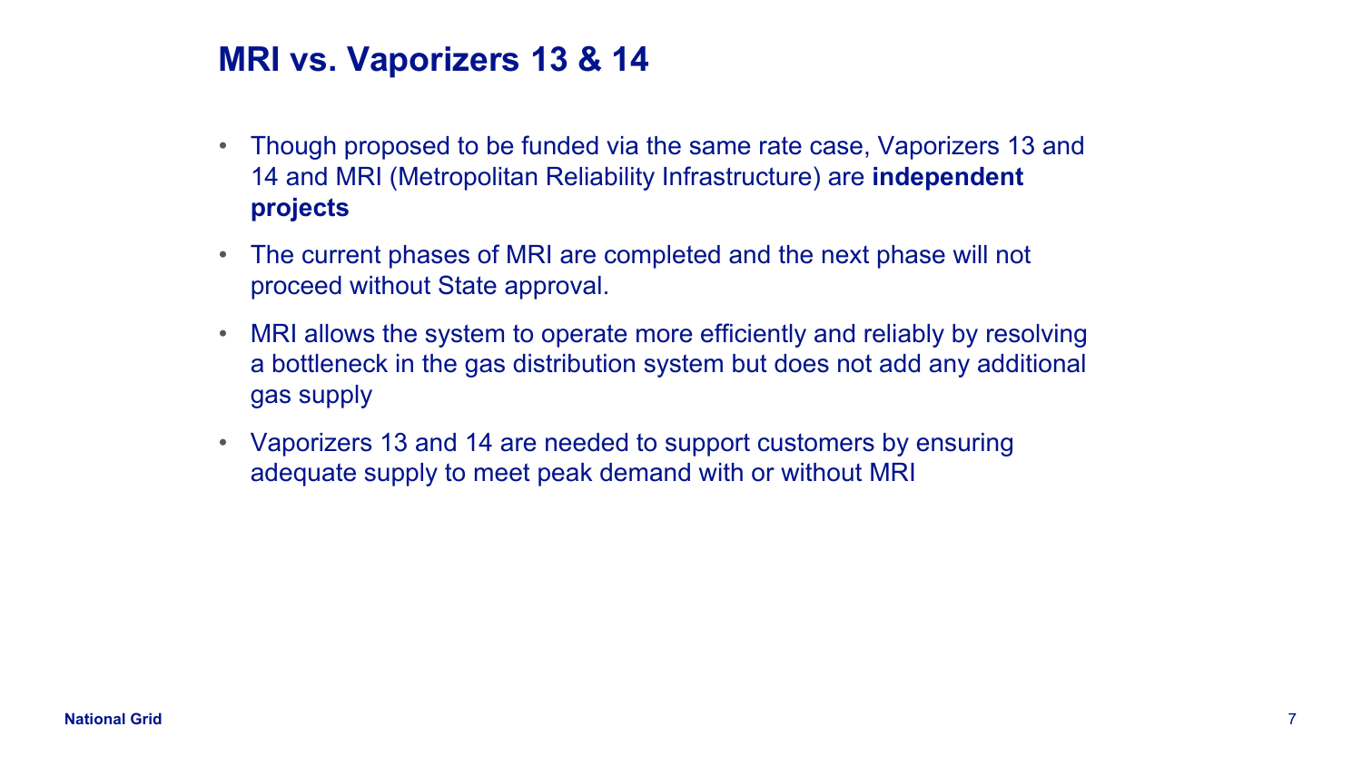## MRI vs. Vaporizers 13 & 14

- Though proposed to be funded via the same rate case, Vaporizers 13 and 14 and MRI (Metropolitan Reliability Infrastructure) are **independent projects**
- The current phases of MRI are completed and the next phase will not proceed without State approval.
- MRI allows the system to operate more efficiently and reliably by resolving a bottleneck in the gas distribution system but does not add any additional gas supply
- Vaporizers 13 and 14 are needed to support customers by ensuring adequate supply to meet peak demand with or without MRI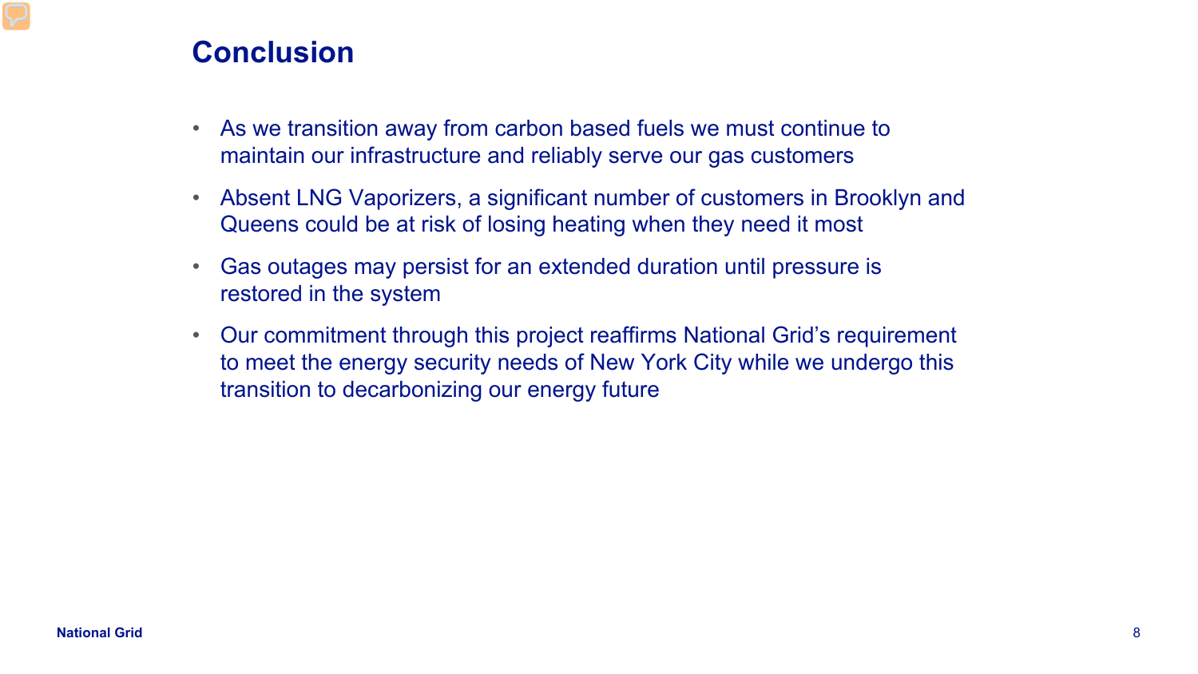# Conclusion

- As we transition away from carbon based fuels we must continue to maintain our infrastructure and reliably serve our gas customers
- Absent LNG Vaporizers, a significant number of customers in Brooklyn and Queens could be at risk of losing heating when they need it most
- Gas outages may persist for an extended duration until pressure is restored in the system
- Our commitment through this project reaffirms National Grid's requirement to meet the energy security needs of New York City while we undergo this transition to decarbonizing our energy future